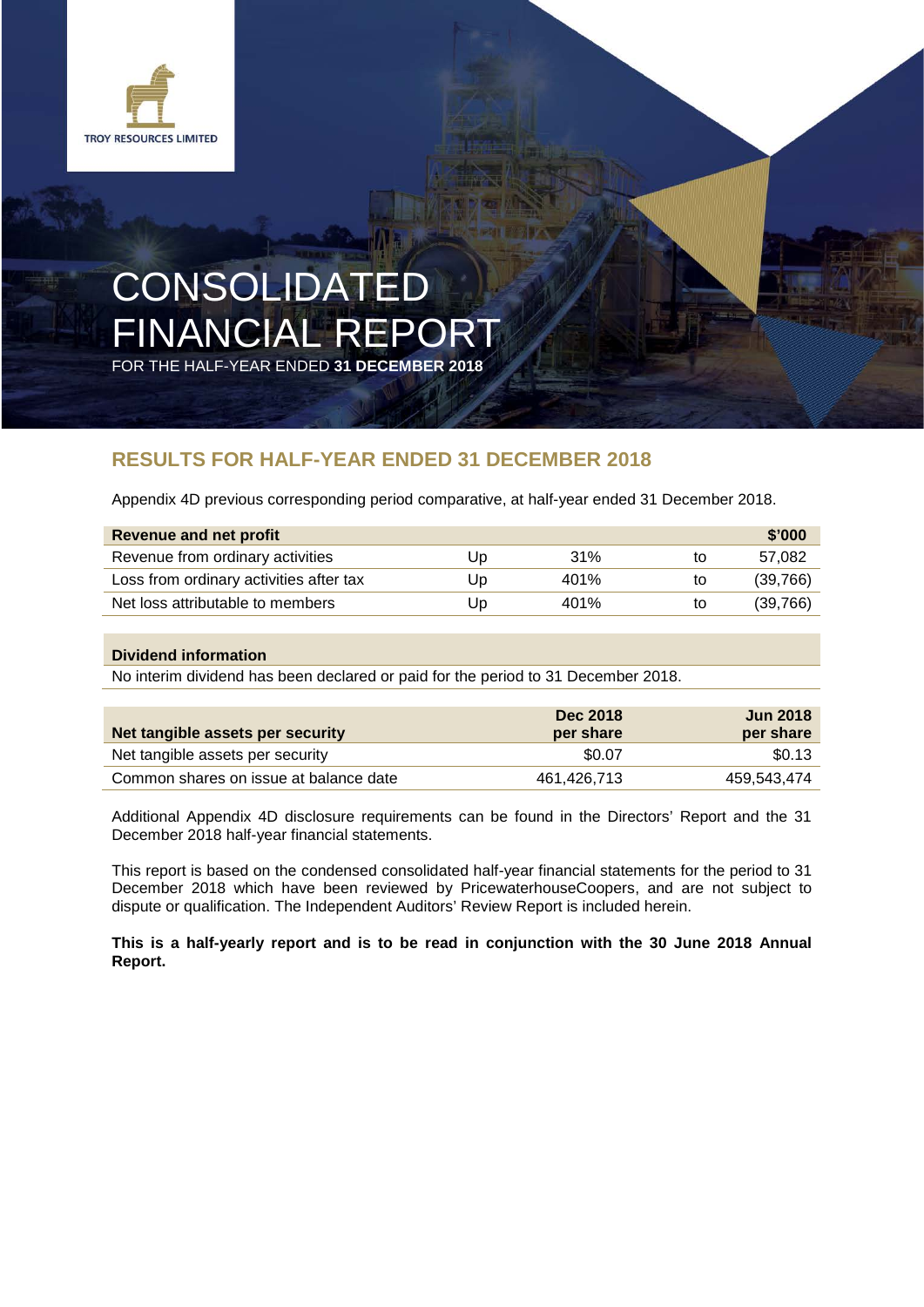TROY RESOURCES LIMITED

# CONSOLIDATED FINANCIAL REPORT

FOR THE HALF-YEAR ENDED **31 DECEMBER 2018**

## RESULTS FOR HALF-YEAR ENDED 31 DECEMBER 2018

Appendix 4D previous corresponding period comparative, at half-year ended 31 December 2018.

| Revenue and net profit | | | | $'000 |
|---|---|---|---|---|
| Revenue from ordinary activities | Up | 31% | to | 57,082 |
| Loss from ordinary activities after tax | Up | 401% | to | (39,766) |
| Net loss attributable to members | Up | 401% | to | (39,766) |

**Dividend information**

No interim dividend has been declared or paid for the period to 31 December 2018.

| Net tangible assets per security | Dec 2018 per share | Jun 2018 per share |
|---|---|---|
| Net tangible assets per security | $0.07 | $0.13 |
| Common shares on issue at balance date | 461,426,713 | 459,543,474 |

Additional Appendix 4D disclosure requirements can be found in the Directors' Report and the 31 December 2018 half-year financial statements.

This report is based on the condensed consolidated half-year financial statements for the period to 31 December 2018 which have been reviewed by PricewaterhouseCoopers, and are not subject to dispute or qualification. The Independent Auditors' Review Report is included herein.

**This is a half-yearly report and is to be read in conjunction with the 30 June 2018 Annual Report.**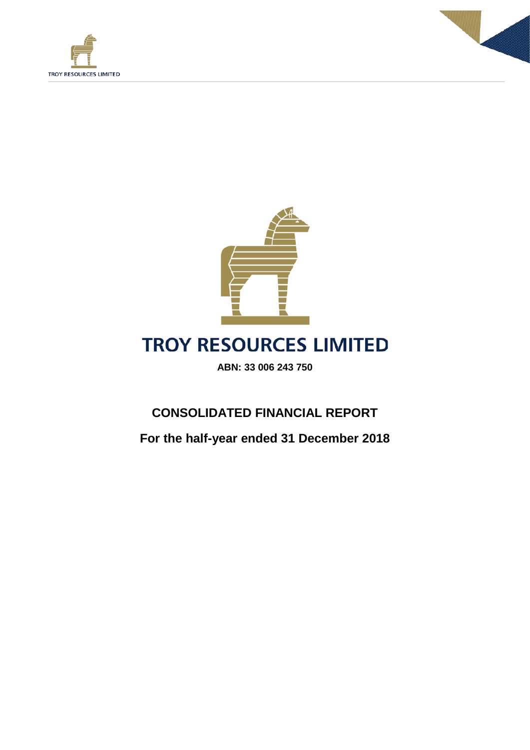# TROY RESOURCES LIMITED

**ABN: 33 006 243 750**

## CONSOLIDATED FINANCIAL REPORT

**For the half-year ended 31 December 2018**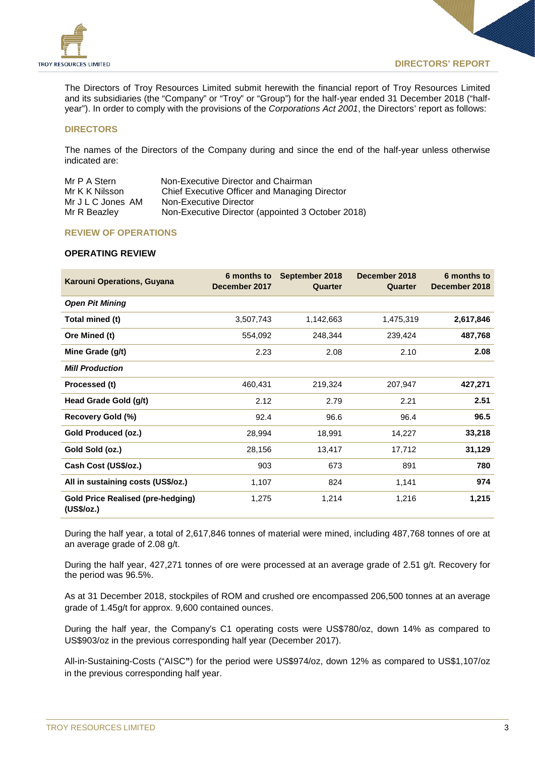# DIRECTORS' REPORT

The Directors of Troy Resources Limited submit herewith the financial report of Troy Resources Limited and its subsidiaries (the "Company" or "Troy" or "Group") for the half-year ended 31 December 2018 ("half-year"). In order to comply with the provisions of the *Corporations Act 2001*, the Directors' report as follows:

## DIRECTORS

The names of the Directors of the Company during and since the end of the half-year unless otherwise indicated are:

| | |
|---|---|
| Mr P A Stern | Non-Executive Director and Chairman |
| Mr K K Nilsson | Chief Executive Officer and Managing Director |
| Mr J L C Jones AM | Non-Executive Director |
| Mr R Beazley | Non-Executive Director (appointed 3 October 2018) |

## REVIEW OF OPERATIONS

### OPERATING REVIEW

| Karouni Operations, Guyana | 6 months to December 2017 | September 2018 Quarter | December 2018 Quarter | 6 months to December 2018 |
|---|---|---|---|---|
| ***Open Pit Mining*** | | | | |
| **Total mined (t)** | 3,507,743 | 1,142,663 | 1,475,319 | **2,617,846** |
| **Ore Mined (t)** | 554,092 | 248,344 | 239,424 | **487,768** |
| **Mine Grade (g/t)** | 2.23 | 2.08 | 2.10 | **2.08** |
| ***Mill Production*** | | | | |
| **Processed (t)** | 460,431 | 219,324 | 207,947 | **427,271** |
| **Head Grade Gold (g/t)** | 2.12 | 2.79 | 2.21 | **2.51** |
| **Recovery Gold (%)** | 92.4 | 96.6 | 96.4 | **96.5** |
| **Gold Produced (oz.)** | 28,994 | 18,991 | 14,227 | **33,218** |
| **Gold Sold (oz.)** | 28,156 | 13,417 | 17,712 | **31,129** |
| **Cash Cost (US$/oz.)** | 903 | 673 | 891 | **780** |
| **All in sustaining costs (US$/oz.)** | 1,107 | 824 | 1,141 | **974** |
| **Gold Price Realised (pre-hedging) (US$/oz.)** | 1,275 | 1,214 | 1,216 | **1,215** |

During the half year, a total of 2,617,846 tonnes of material were mined, including 487,768 tonnes of ore at an average grade of 2.08 g/t.

During the half year, 427,271 tonnes of ore were processed at an average grade of 2.51 g/t. Recovery for the period was 96.5%.

As at 31 December 2018, stockpiles of ROM and crushed ore encompassed 206,500 tonnes at an average grade of 1.45g/t for approx. 9,600 contained ounces.

During the half year, the Company's C1 operating costs were US$780/oz, down 14% as compared to US$903/oz in the previous corresponding half year (December 2017).

All-in-Sustaining-Costs ("AISC") for the period were US$974/oz, down 12% as compared to US$1,107/oz in the previous corresponding half year.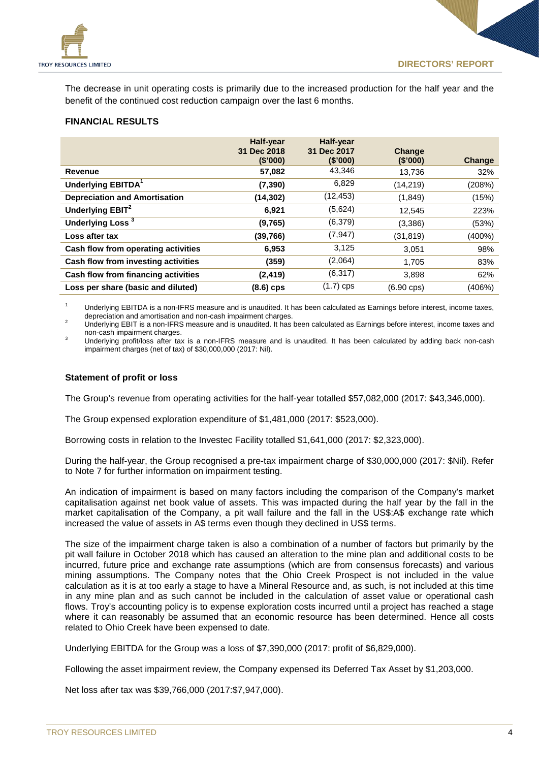The decrease in unit operating costs is primarily due to the increased production for the half year and the benefit of the continued cost reduction campaign over the last 6 months.

**FINANCIAL RESULTS**

| | Half-year 31 Dec 2018 ($'000) | Half-year 31 Dec 2017 ($'000) | Change ($'000) | Change |
|---|---|---|---|---|
| **Revenue** | **57,082** | 43,346 | 13,736 | 32% |
| **Underlying EBITDA**[1] | **(7,390)** | 6,829 | (14,219) | (208%) |
| **Depreciation and Amortisation** | **(14,302)** | (12,453) | (1,849) | (15%) |
| **Underlying EBIT**[2] | **6,921** | (5,624) | 12,545 | 223% |
| **Underlying Loss**[3] | **(9,765)** | (6,379) | (3,386) | (53%) |
| **Loss after tax** | **(39,766)** | (7,947) | (31,819) | (400%) |
| **Cash flow from operating activities** | **6,953** | 3,125 | 3,051 | 98% |
| **Cash flow from investing activities** | **(359)** | (2,064) | 1,705 | 83% |
| **Cash flow from financing activities** | **(2,419)** | (6,317) | 3,898 | 62% |
| **Loss per share (basic and diluted)** | **(8.6) cps** | (1.7) cps | (6.90 cps) | (406%) |

[1] Underlying EBITDA is a non-IFRS measure and is unaudited. It has been calculated as Earnings before interest, income taxes, depreciation and amortisation and non-cash impairment charges.

[2] Underlying EBIT is a non-IFRS measure and is unaudited. It has been calculated as Earnings before interest, income taxes and non-cash impairment charges.

[3] Underlying profit/loss after tax is a non-IFRS measure and is unaudited. It has been calculated by adding back non-cash impairment charges (net of tax) of $30,000,000 (2017: Nil).

**Statement of profit or loss**

The Group's revenue from operating activities for the half-year totalled $57,082,000 (2017: $43,346,000).

The Group expensed exploration expenditure of $1,481,000 (2017: $523,000).

Borrowing costs in relation to the Investec Facility totalled $1,641,000 (2017: $2,323,000).

During the half-year, the Group recognised a pre-tax impairment charge of $30,000,000 (2017: $Nil). Refer to Note 7 for further information on impairment testing.

An indication of impairment is based on many factors including the comparison of the Company's market capitalisation against net book value of assets. This was impacted during the half year by the fall in the market capitalisation of the Company, a pit wall failure and the fall in the US$:A$ exchange rate which increased the value of assets in A$ terms even though they declined in US$ terms.

The size of the impairment charge taken is also a combination of a number of factors but primarily by the pit wall failure in October 2018 which has caused an alteration to the mine plan and additional costs to be incurred, future price and exchange rate assumptions (which are from consensus forecasts) and various mining assumptions. The Company notes that the Ohio Creek Prospect is not included in the value calculation as it is at too early a stage to have a Mineral Resource and, as such, is not included at this time in any mine plan and as such cannot be included in the calculation of asset value or operational cash flows. Troy's accounting policy is to expense exploration costs incurred until a project has reached a stage where it can reasonably be assumed that an economic resource has been determined. Hence all costs related to Ohio Creek have been expensed to date.

Underlying EBITDA for the Group was a loss of $7,390,000 (2017: profit of $6,829,000).

Following the asset impairment review, the Company expensed its Deferred Tax Asset by $1,203,000.

Net loss after tax was $39,766,000 (2017:$7,947,000).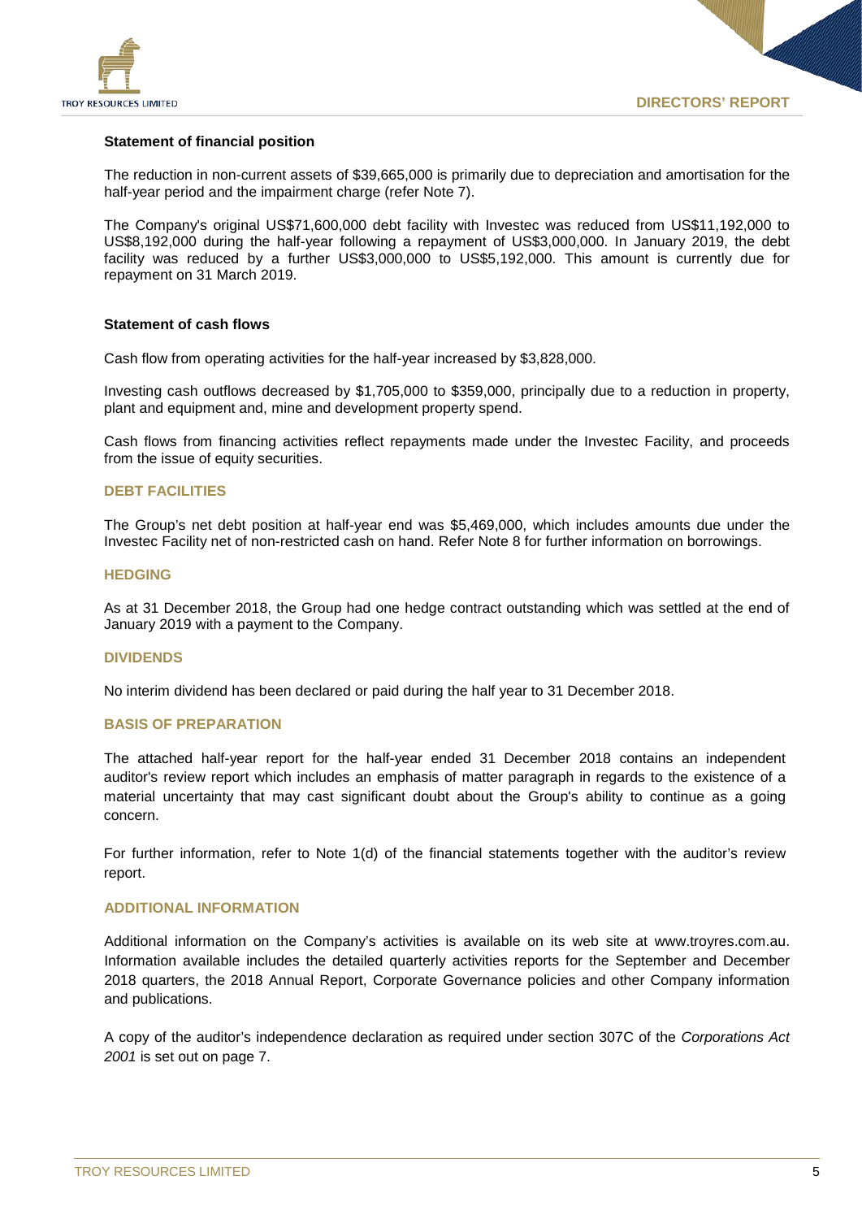### Statement of financial position

The reduction in non-current assets of $39,665,000 is primarily due to depreciation and amortisation for the half-year period and the impairment charge (refer Note 7).

The Company's original US$71,600,000 debt facility with Investec was reduced from US$11,192,000 to US$8,192,000 during the half-year following a repayment of US$3,000,000. In January 2019, the debt facility was reduced by a further US$3,000,000 to US$5,192,000. This amount is currently due for repayment on 31 March 2019.

### Statement of cash flows

Cash flow from operating activities for the half-year increased by $3,828,000.

Investing cash outflows decreased by $1,705,000 to $359,000, principally due to a reduction in property, plant and equipment and, mine and development property spend.

Cash flows from financing activities reflect repayments made under the Investec Facility, and proceeds from the issue of equity securities.

## DEBT FACILITIES

The Group's net debt position at half-year end was $5,469,000, which includes amounts due under the Investec Facility net of non-restricted cash on hand. Refer Note 8 for further information on borrowings.

## HEDGING

As at 31 December 2018, the Group had one hedge contract outstanding which was settled at the end of January 2019 with a payment to the Company.

## DIVIDENDS

No interim dividend has been declared or paid during the half year to 31 December 2018.

## BASIS OF PREPARATION

The attached half-year report for the half-year ended 31 December 2018 contains an independent auditor's review report which includes an emphasis of matter paragraph in regards to the existence of a material uncertainty that may cast significant doubt about the Group's ability to continue as a going concern.

For further information, refer to Note 1(d) of the financial statements together with the auditor's review report.

## ADDITIONAL INFORMATION

Additional information on the Company's activities is available on its web site at www.troyres.com.au. Information available includes the detailed quarterly activities reports for the September and December 2018 quarters, the 2018 Annual Report, Corporate Governance policies and other Company information and publications.

A copy of the auditor's independence declaration as required under section 307C of the *Corporations Act 2001* is set out on page 7.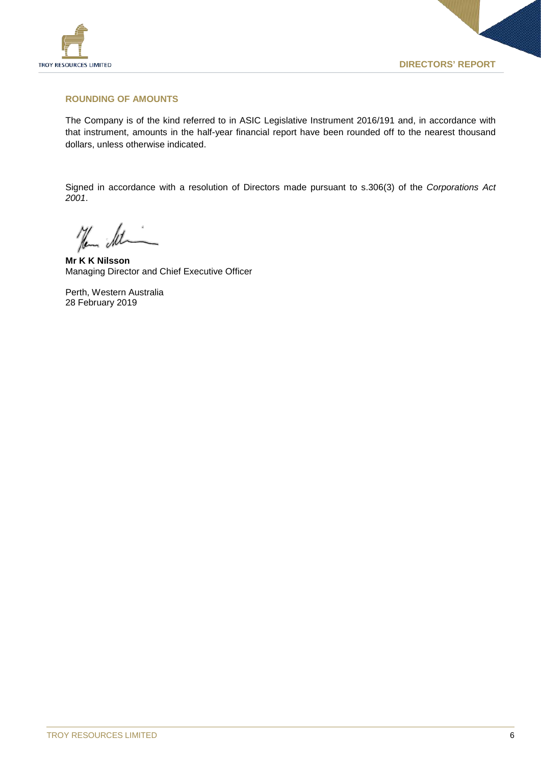## ROUNDING OF AMOUNTS

The Company is of the kind referred to in ASIC Legislative Instrument 2016/191 and, in accordance with that instrument, amounts in the half-year financial report have been rounded off to the nearest thousand dollars, unless otherwise indicated.

Signed in accordance with a resolution of Directors made pursuant to s.306(3) of the *Corporations Act 2001*.

**Mr K K Nilsson**
Managing Director and Chief Executive Officer

Perth, Western Australia
28 February 2019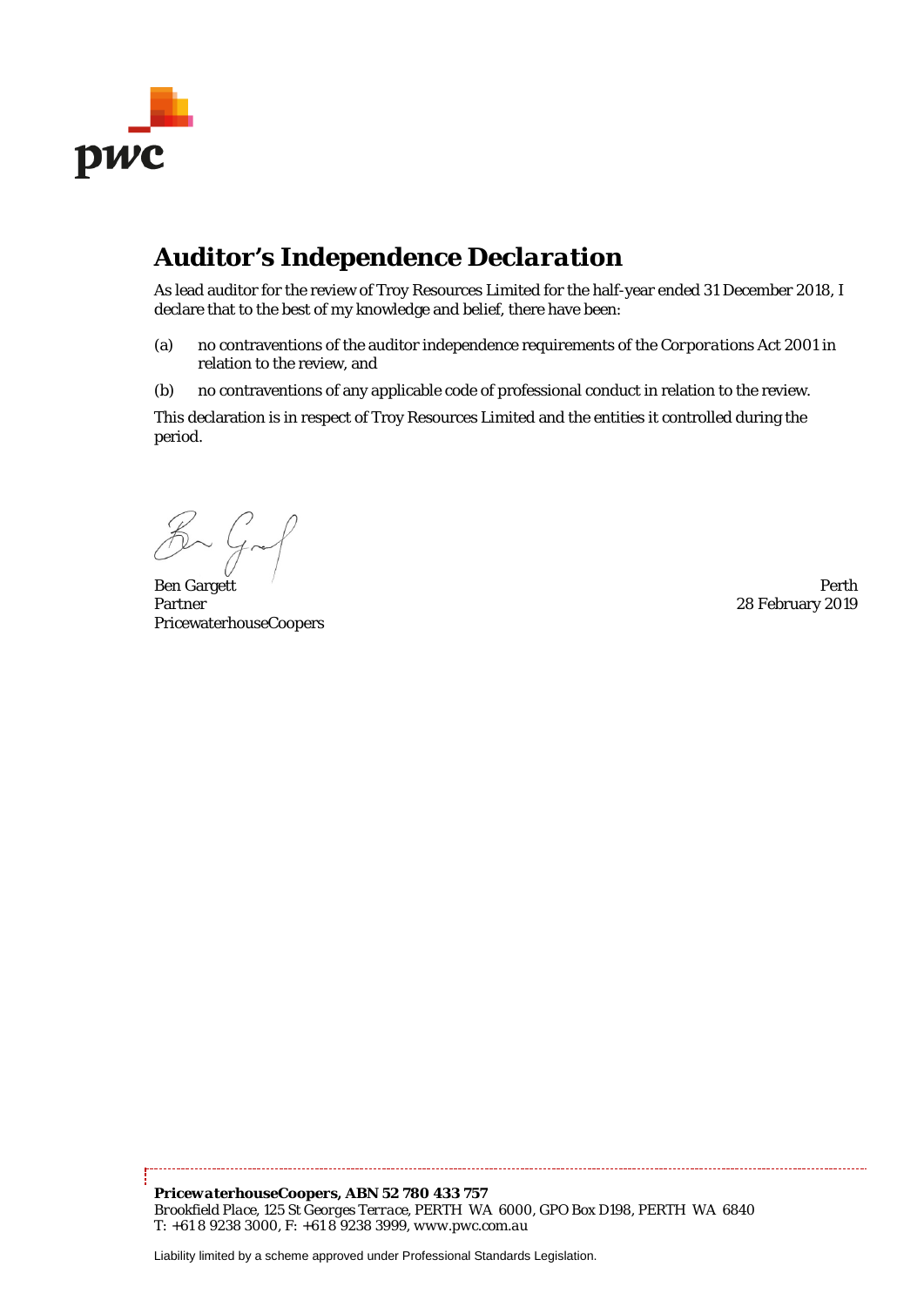pwc

# Auditor's Independence Declaration

As lead auditor for the review of Troy Resources Limited for the half-year ended 31 December 2018, I declare that to the best of my knowledge and belief, there have been:

(a) no contraventions of the auditor independence requirements of the *Corporations Act 2001* in relation to the review, and

(b) no contraventions of any applicable code of professional conduct in relation to the review.

This declaration is in respect of Troy Resources Limited and the entities it controlled during the period.

Ben Gargett
Partner
PricewaterhouseCoopers

Perth
28 February 2019

***PricewaterhouseCoopers, ABN 52 780 433 757***
*Brookfield Place, 125 St Georges Terrace, PERTH WA 6000, GPO Box D198, PERTH WA 6840*
*T: +61 8 9238 3000, F: +61 8 9238 3999, www.pwc.com.au*

Liability limited by a scheme approved under Professional Standards Legislation.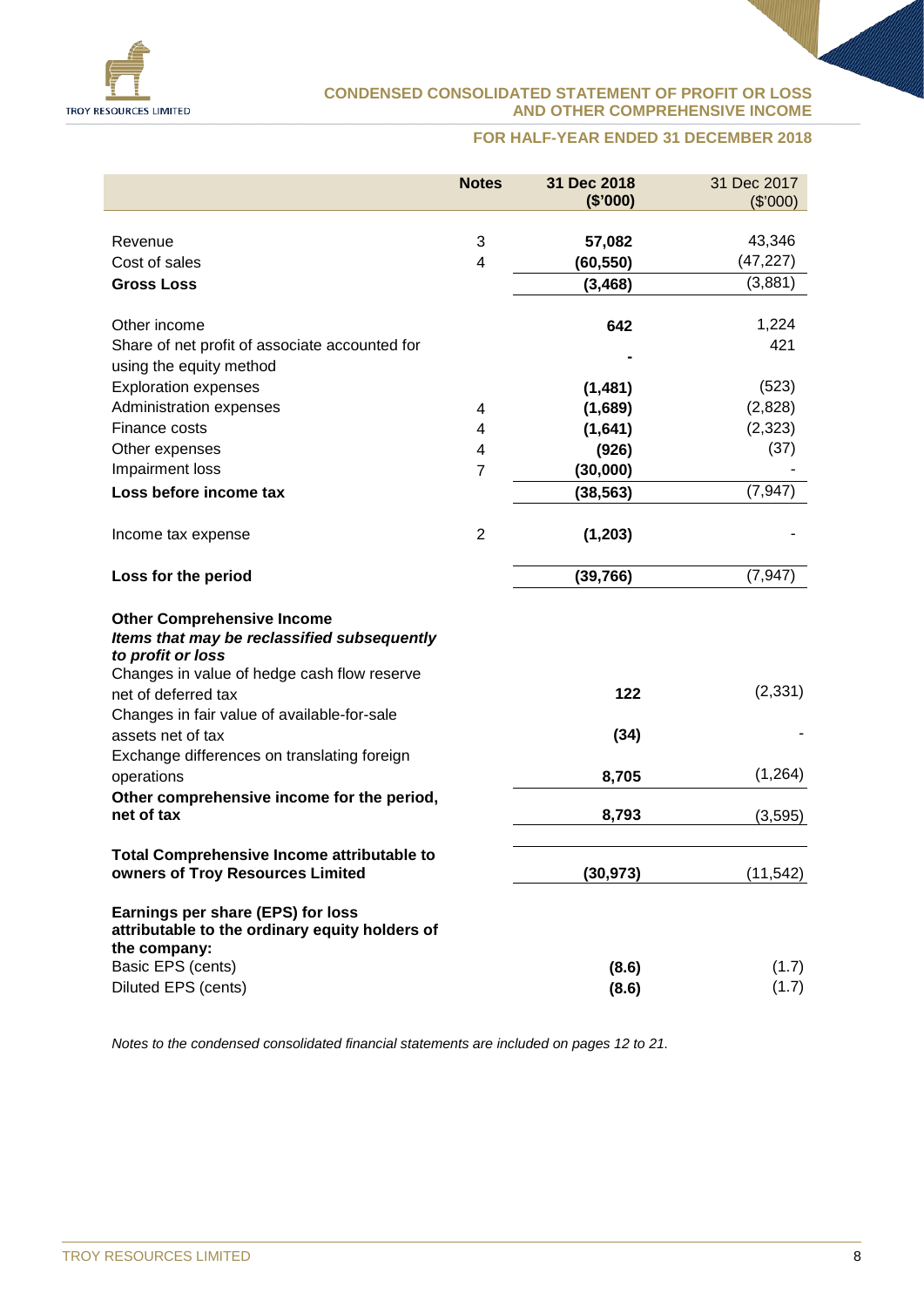# CONDENSED CONSOLIDATED STATEMENT OF PROFIT OR LOSS AND OTHER COMPREHENSIVE INCOME

## FOR HALF-YEAR ENDED 31 DECEMBER 2018

| | Notes | 31 Dec 2018 ($'000) | 31 Dec 2017 ($'000) |
|---|---|---|---|
| Revenue | 3 | **57,082** | 43,346 |
| Cost of sales | 4 | **(60,550)** | (47,227) |
| **Gross Loss** | | **(3,468)** | (3,881) |
| Other income | | **642** | 1,224 |
| Share of net profit of associate accounted for using the equity method | | **-** | 421 |
| Exploration expenses | | **(1,481)** | (523) |
| Administration expenses | 4 | **(1,689)** | (2,828) |
| Finance costs | 4 | **(1,641)** | (2,323) |
| Other expenses | 4 | **(926)** | (37) |
| Impairment loss | 7 | **(30,000)** | - |
| **Loss before income tax** | | **(38,563)** | (7,947) |
| Income tax expense | 2 | **(1,203)** | - |
| **Loss for the period** | | **(39,766)** | (7,947) |
| **Other Comprehensive Income** | | | |
| ***Items that may be reclassified subsequently to profit or loss*** | | | |
| Changes in value of hedge cash flow reserve net of deferred tax | | **122** | (2,331) |
| Changes in fair value of available-for-sale assets net of tax | | **(34)** | - |
| Exchange differences on translating foreign operations | | **8,705** | (1,264) |
| **Other comprehensive income for the period, net of tax** | | **8,793** | (3,595) |
| **Total Comprehensive Income attributable to owners of Troy Resources Limited** | | **(30,973)** | (11,542) |
| **Earnings per share (EPS) for loss attributable to the ordinary equity holders of the company:** | | | |
| Basic EPS (cents) | | **(8.6)** | (1.7) |
| Diluted EPS (cents) | | **(8.6)** | (1.7) |

*Notes to the condensed consolidated financial statements are included on pages 12 to 21.*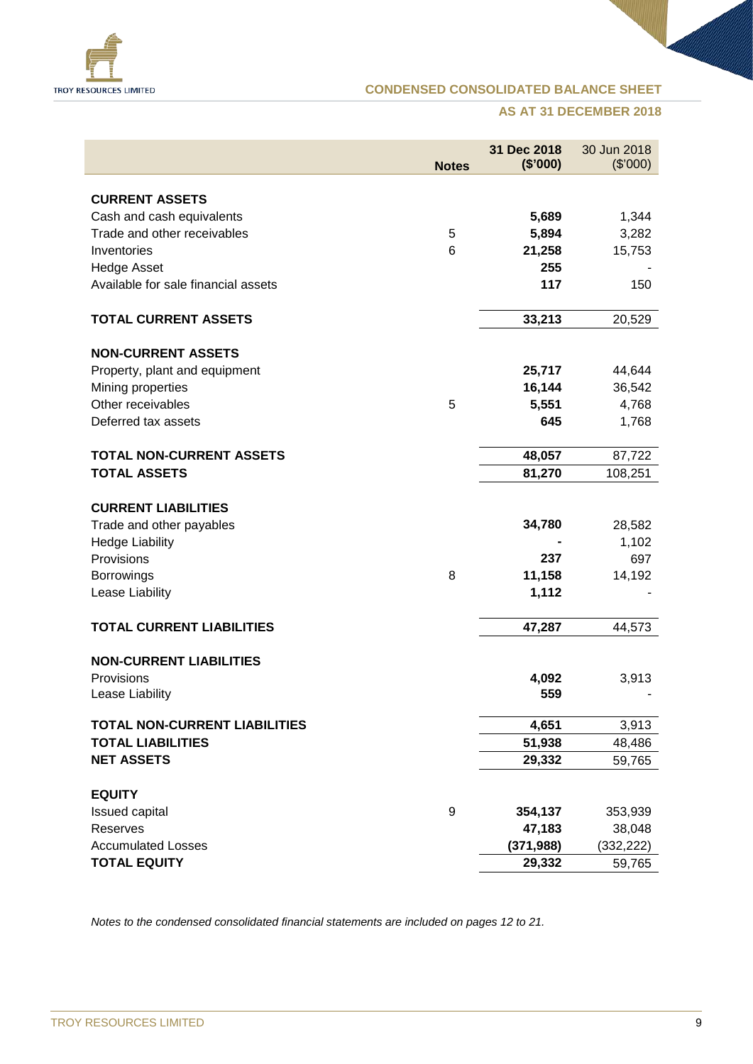## CONDENSED CONSOLIDATED BALANCE SHEET

### AS AT 31 DECEMBER 2018

| | Notes | 31 Dec 2018 ($'000) | 30 Jun 2018 ($'000) |
|---|---|---|---|
| **CURRENT ASSETS** | | | |
| Cash and cash equivalents | | **5,689** | 1,344 |
| Trade and other receivables | 5 | **5,894** | 3,282 |
| Inventories | 6 | **21,258** | 15,753 |
| Hedge Asset | | **255** | - |
| Available for sale financial assets | | **117** | 150 |
| **TOTAL CURRENT ASSETS** | | **33,213** | 20,529 |
| **NON-CURRENT ASSETS** | | | |
| Property, plant and equipment | | **25,717** | 44,644 |
| Mining properties | | **16,144** | 36,542 |
| Other receivables | 5 | **5,551** | 4,768 |
| Deferred tax assets | | **645** | 1,768 |
| **TOTAL NON-CURRENT ASSETS** | | **48,057** | 87,722 |
| **TOTAL ASSETS** | | **81,270** | 108,251 |
| **CURRENT LIABILITIES** | | | |
| Trade and other payables | | **34,780** | 28,582 |
| Hedge Liability | | **-** | 1,102 |
| Provisions | | **237** | 697 |
| Borrowings | 8 | **11,158** | 14,192 |
| Lease Liability | | **1,112** | - |
| **TOTAL CURRENT LIABILITIES** | | **47,287** | 44,573 |
| **NON-CURRENT LIABILITIES** | | | |
| Provisions | | **4,092** | 3,913 |
| Lease Liability | | **559** | - |
| **TOTAL NON-CURRENT LIABILITIES** | | **4,651** | 3,913 |
| **TOTAL LIABILITIES** | | **51,938** | 48,486 |
| **NET ASSETS** | | **29,332** | 59,765 |
| **EQUITY** | | | |
| Issued capital | 9 | **354,137** | 353,939 |
| Reserves | | **47,183** | 38,048 |
| Accumulated Losses | | **(371,988)** | (332,222) |
| **TOTAL EQUITY** | | **29,332** | 59,765 |

*Notes to the condensed consolidated financial statements are included on pages 12 to 21.*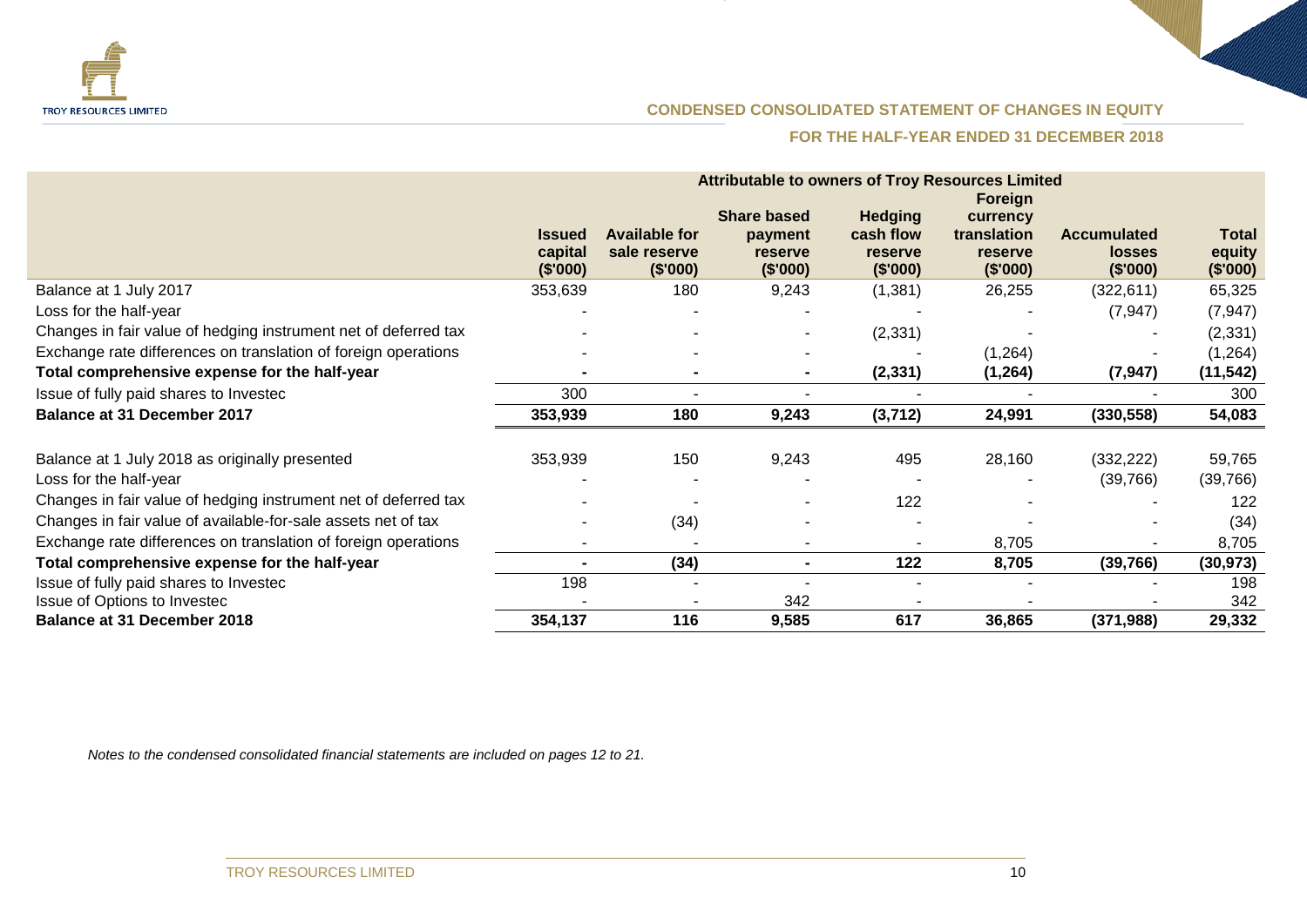## CONDENSED CONSOLIDATED STATEMENT OF CHANGES IN EQUITY

### FOR THE HALF-YEAR ENDED 31 DECEMBER 2018

| | Attributable to owners of Troy Resources Limited | | | | | | |
|---|---|---|---|---|---|---|---|
| | **Issued capital ($'000)** | **Available for sale reserve ($'000)** | **Share based payment reserve ($'000)** | **Hedging cash flow reserve ($'000)** | **Foreign currency translation reserve ($'000)** | **Accumulated losses ($'000)** | **Total equity ($'000)** |
| Balance at 1 July 2017 | 353,639 | 180 | 9,243 | (1,381) | 26,255 | (322,611) | 65,325 |
| Loss for the half-year | - | - | - | - | - | (7,947) | (7,947) |
| Changes in fair value of hedging instrument net of deferred tax | - | - | - | (2,331) | - | - | (2,331) |
| Exchange rate differences on translation of foreign operations | - | - | - | - | (1,264) | - | (1,264) |
| **Total comprehensive expense for the half-year** | **-** | **-** | **-** | **(2,331)** | **(1,264)** | **(7,947)** | **(11,542)** |
| Issue of fully paid shares to Investec | 300 | - | - | - | - | - | 300 |
| **Balance at 31 December 2017** | **353,939** | **180** | **9,243** | **(3,712)** | **24,991** | **(330,558)** | **54,083** |
| | | | | | | | |
| Balance at 1 July 2018 as originally presented | 353,939 | 150 | 9,243 | 495 | 28,160 | (332,222) | 59,765 |
| Loss for the half-year | - | - | - | - | - | (39,766) | (39,766) |
| Changes in fair value of hedging instrument net of deferred tax | - | - | - | 122 | - | - | 122 |
| Changes in fair value of available-for-sale assets net of tax | - | (34) | - | - | - | - | (34) |
| Exchange rate differences on translation of foreign operations | - | - | - | - | 8,705 | - | 8,705 |
| **Total comprehensive expense for the half-year** | **-** | **(34)** | **-** | **122** | **8,705** | **(39,766)** | **(30,973)** |
| Issue of fully paid shares to Investec | 198 | - | - | - | - | - | 198 |
| Issue of Options to Investec | - | - | 342 | - | - | - | 342 |
| **Balance at 31 December 2018** | **354,137** | **116** | **9,585** | **617** | **36,865** | **(371,988)** | **29,332** |

*Notes to the condensed consolidated financial statements are included on pages 12 to 21.*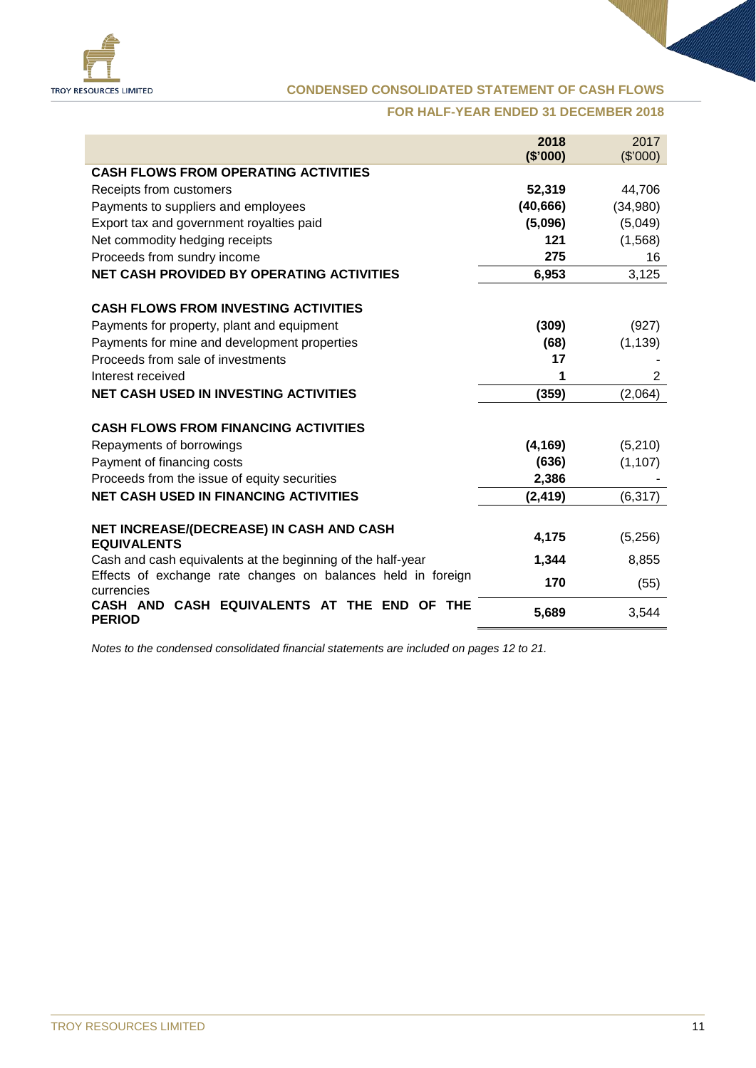## CONDENSED CONSOLIDATED STATEMENT OF CASH FLOWS

### FOR HALF-YEAR ENDED 31 DECEMBER 2018

| | **2018 ($'000)** | 2017 ($'000) |
|---|---|---|
| **CASH FLOWS FROM OPERATING ACTIVITIES** | | |
| Receipts from customers | **52,319** | 44,706 |
| Payments to suppliers and employees | **(40,666)** | (34,980) |
| Export tax and government royalties paid | **(5,096)** | (5,049) |
| Net commodity hedging receipts | **121** | (1,568) |
| Proceeds from sundry income | **275** | 16 |
| **NET CASH PROVIDED BY OPERATING ACTIVITIES** | **6,953** | 3,125 |
| | | |
| **CASH FLOWS FROM INVESTING ACTIVITIES** | | |
| Payments for property, plant and equipment | **(309)** | (927) |
| Payments for mine and development properties | **(68)** | (1,139) |
| Proceeds from sale of investments | **17** | - |
| Interest received | **1** | 2 |
| **NET CASH USED IN INVESTING ACTIVITIES** | **(359)** | (2,064) |
| | | |
| **CASH FLOWS FROM FINANCING ACTIVITIES** | | |
| Repayments of borrowings | **(4,169)** | (5,210) |
| Payment of financing costs | **(636)** | (1,107) |
| Proceeds from the issue of equity securities | **2,386** | - |
| **NET CASH USED IN FINANCING ACTIVITIES** | **(2,419)** | (6,317) |
| | | |
| **NET INCREASE/(DECREASE) IN CASH AND CASH EQUIVALENTS** | **4,175** | (5,256) |
| Cash and cash equivalents at the beginning of the half-year | **1,344** | 8,855 |
| Effects of exchange rate changes on balances held in foreign currencies | **170** | (55) |
| **CASH AND CASH EQUIVALENTS AT THE END OF THE PERIOD** | **5,689** | 3,544 |

*Notes to the condensed consolidated financial statements are included on pages 12 to 21.*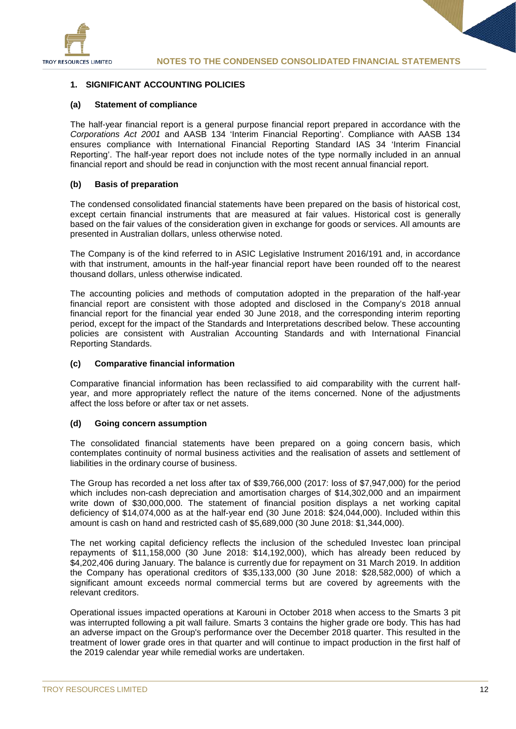## NOTES TO THE CONDENSED CONSOLIDATED FINANCIAL STATEMENTS

### 1. SIGNIFICANT ACCOUNTING POLICIES

#### (a) Statement of compliance

The half-year financial report is a general purpose financial report prepared in accordance with the *Corporations Act 2001* and AASB 134 'Interim Financial Reporting'. Compliance with AASB 134 ensures compliance with International Financial Reporting Standard IAS 34 'Interim Financial Reporting'. The half-year report does not include notes of the type normally included in an annual financial report and should be read in conjunction with the most recent annual financial report.

#### (b) Basis of preparation

The condensed consolidated financial statements have been prepared on the basis of historical cost, except certain financial instruments that are measured at fair values. Historical cost is generally based on the fair values of the consideration given in exchange for goods or services. All amounts are presented in Australian dollars, unless otherwise noted.

The Company is of the kind referred to in ASIC Legislative Instrument 2016/191 and, in accordance with that instrument, amounts in the half-year financial report have been rounded off to the nearest thousand dollars, unless otherwise indicated.

The accounting policies and methods of computation adopted in the preparation of the half-year financial report are consistent with those adopted and disclosed in the Company's 2018 annual financial report for the financial year ended 30 June 2018, and the corresponding interim reporting period, except for the impact of the Standards and Interpretations described below. These accounting policies are consistent with Australian Accounting Standards and with International Financial Reporting Standards.

#### (c) Comparative financial information

Comparative financial information has been reclassified to aid comparability with the current half-year, and more appropriately reflect the nature of the items concerned. None of the adjustments affect the loss before or after tax or net assets.

#### (d) Going concern assumption

The consolidated financial statements have been prepared on a going concern basis, which contemplates continuity of normal business activities and the realisation of assets and settlement of liabilities in the ordinary course of business.

The Group has recorded a net loss after tax of $39,766,000 (2017: loss of $7,947,000) for the period which includes non-cash depreciation and amortisation charges of $14,302,000 and an impairment write down of $30,000,000. The statement of financial position displays a net working capital deficiency of $14,074,000 as at the half-year end (30 June 2018: $24,044,000). Included within this amount is cash on hand and restricted cash of $5,689,000 (30 June 2018: $1,344,000).

The net working capital deficiency reflects the inclusion of the scheduled Investec loan principal repayments of $11,158,000 (30 June 2018: $14,192,000), which has already been reduced by $4,202,406 during January. The balance is currently due for repayment on 31 March 2019. In addition the Company has operational creditors of $35,133,000 (30 June 2018: $28,582,000) of which a significant amount exceeds normal commercial terms but are covered by agreements with the relevant creditors.

Operational issues impacted operations at Karouni in October 2018 when access to the Smarts 3 pit was interrupted following a pit wall failure. Smarts 3 contains the higher grade ore body. This has had an adverse impact on the Group's performance over the December 2018 quarter. This resulted in the treatment of lower grade ores in that quarter and will continue to impact production in the first half of the 2019 calendar year while remedial works are undertaken.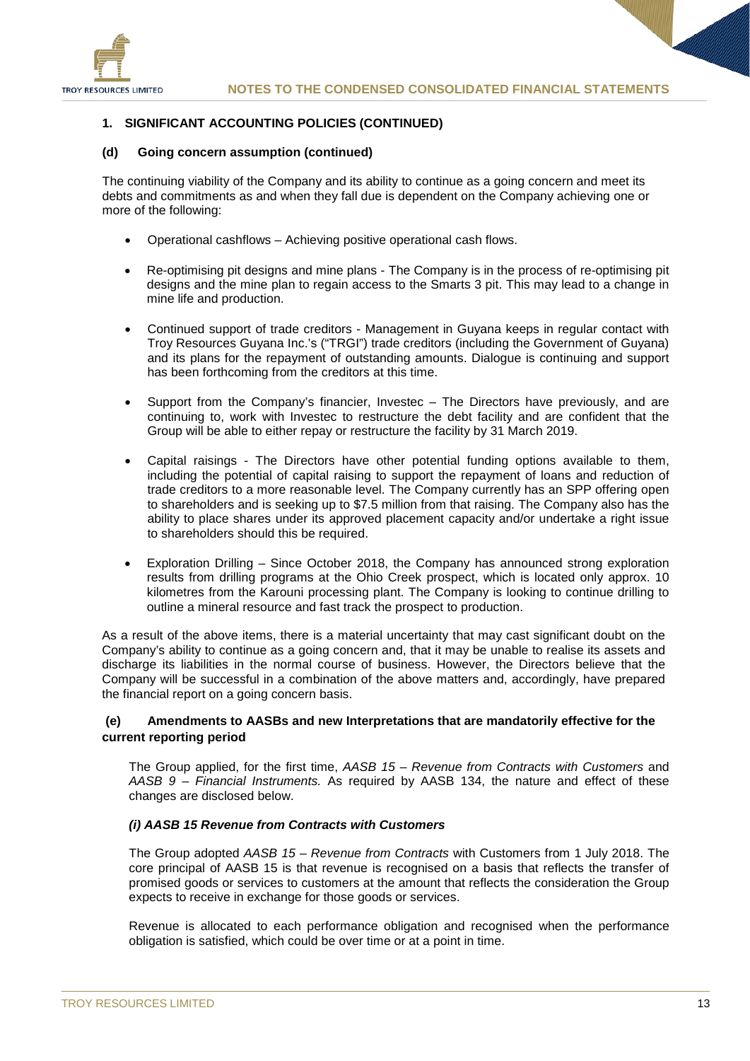## 1. SIGNIFICANT ACCOUNTING POLICIES (CONTINUED)

### (d) Going concern assumption (continued)

The continuing viability of the Company and its ability to continue as a going concern and meet its debts and commitments as and when they fall due is dependent on the Company achieving one or more of the following:

- Operational cashflows – Achieving positive operational cash flows.
- Re-optimising pit designs and mine plans - The Company is in the process of re-optimising pit designs and the mine plan to regain access to the Smarts 3 pit. This may lead to a change in mine life and production.
- Continued support of trade creditors - Management in Guyana keeps in regular contact with Troy Resources Guyana Inc.'s ("TRGI") trade creditors (including the Government of Guyana) and its plans for the repayment of outstanding amounts. Dialogue is continuing and support has been forthcoming from the creditors at this time.
- Support from the Company's financier, Investec – The Directors have previously, and are continuing to, work with Investec to restructure the debt facility and are confident that the Group will be able to either repay or restructure the facility by 31 March 2019.
- Capital raisings - The Directors have other potential funding options available to them, including the potential of capital raising to support the repayment of loans and reduction of trade creditors to a more reasonable level. The Company currently has an SPP offering open to shareholders and is seeking up to $7.5 million from that raising. The Company also has the ability to place shares under its approved placement capacity and/or undertake a right issue to shareholders should this be required.
- Exploration Drilling – Since October 2018, the Company has announced strong exploration results from drilling programs at the Ohio Creek prospect, which is located only approx. 10 kilometres from the Karouni processing plant. The Company is looking to continue drilling to outline a mineral resource and fast track the prospect to production.

As a result of the above items, there is a material uncertainty that may cast significant doubt on the Company's ability to continue as a going concern and, that it may be unable to realise its assets and discharge its liabilities in the normal course of business. However, the Directors believe that the Company will be successful in a combination of the above matters and, accordingly, have prepared the financial report on a going concern basis.

### (e) Amendments to AASBs and new Interpretations that are mandatorily effective for the current reporting period

The Group applied, for the first time, *AASB 15 – Revenue from Contracts with Customers* and *AASB 9 – Financial Instruments.* As required by AASB 134, the nature and effect of these changes are disclosed below.

#### *(i) AASB 15 Revenue from Contracts with Customers*

The Group adopted *AASB 15 – Revenue from Contracts* with Customers from 1 July 2018. The core principal of AASB 15 is that revenue is recognised on a basis that reflects the transfer of promised goods or services to customers at the amount that reflects the consideration the Group expects to receive in exchange for those goods or services.

Revenue is allocated to each performance obligation and recognised when the performance obligation is satisfied, which could be over time or at a point in time.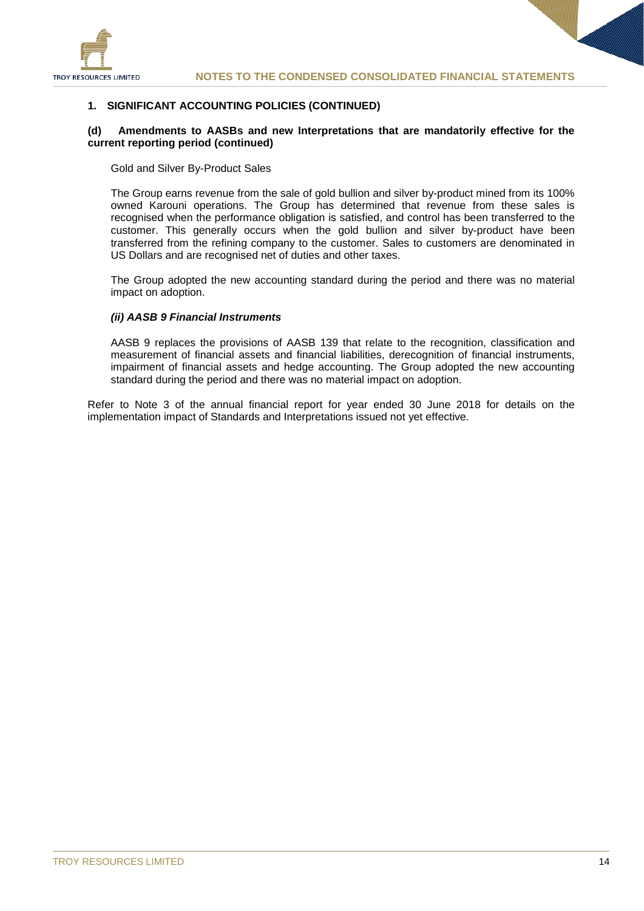## 1. SIGNIFICANT ACCOUNTING POLICIES (CONTINUED)

### (d) Amendments to AASBs and new Interpretations that are mandatorily effective for the current reporting period (continued)

Gold and Silver By-Product Sales

The Group earns revenue from the sale of gold bullion and silver by-product mined from its 100% owned Karouni operations. The Group has determined that revenue from these sales is recognised when the performance obligation is satisfied, and control has been transferred to the customer. This generally occurs when the gold bullion and silver by-product have been transferred from the refining company to the customer. Sales to customers are denominated in US Dollars and are recognised net of duties and other taxes.

The Group adopted the new accounting standard during the period and there was no material impact on adoption.

***(ii) AASB 9 Financial Instruments***

AASB 9 replaces the provisions of AASB 139 that relate to the recognition, classification and measurement of financial assets and financial liabilities, derecognition of financial instruments, impairment of financial assets and hedge accounting. The Group adopted the new accounting standard during the period and there was no material impact on adoption.

Refer to Note 3 of the annual financial report for year ended 30 June 2018 for details on the implementation impact of Standards and Interpretations issued not yet effective.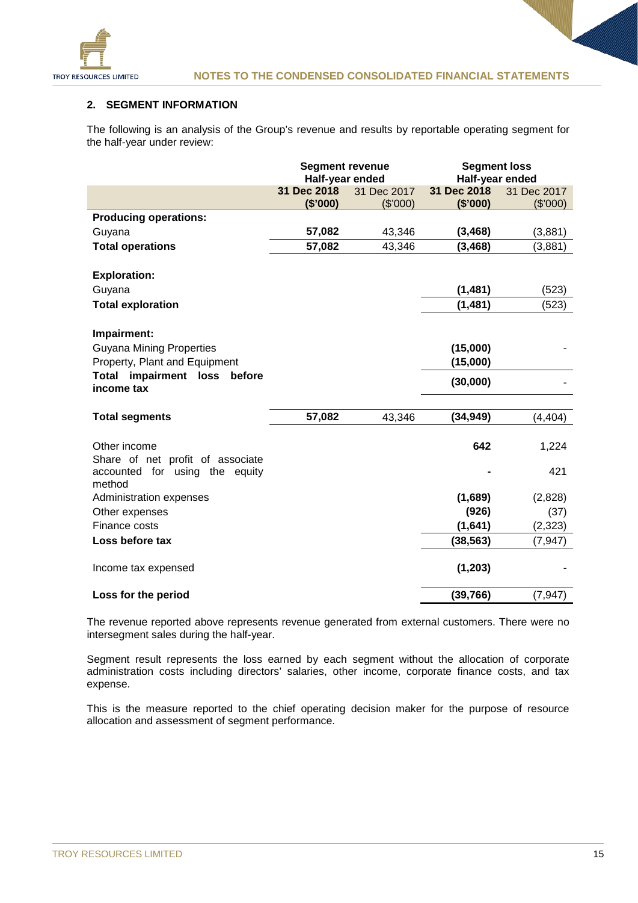## 2. SEGMENT INFORMATION

The following is an analysis of the Group's revenue and results by reportable operating segment for the half-year under review:

| | Segment revenue Half-year ended | | Segment loss Half-year ended | |
|---|---|---|---|---|
| | **31 Dec 2018 ($'000)** | 31 Dec 2017 ($'000) | **31 Dec 2018 ($'000)** | 31 Dec 2017 ($'000) |
| **Producing operations:** | | | | |
| Guyana | **57,082** | 43,346 | **(3,468)** | (3,881) |
| **Total operations** | **57,082** | 43,346 | **(3,468)** | (3,881) |
| **Exploration:** | | | | |
| Guyana | | | **(1,481)** | (523) |
| **Total exploration** | | | **(1,481)** | (523) |
| **Impairment:** | | | | |
| Guyana Mining Properties | | | **(15,000)** | - |
| Property, Plant and Equipment | | | **(15,000)** | |
| **Total impairment loss before income tax** | | | **(30,000)** | - |
| **Total segments** | **57,082** | 43,346 | **(34,949)** | (4,404) |
| Other income | | | **642** | 1,224 |
| Share of net profit of associate accounted for using the equity method | | | **-** | 421 |
| Administration expenses | | | **(1,689)** | (2,828) |
| Other expenses | | | **(926)** | (37) |
| Finance costs | | | **(1,641)** | (2,323) |
| **Loss before tax** | | | **(38,563)** | (7,947) |
| Income tax expensed | | | **(1,203)** | - |
| **Loss for the period** | | | **(39,766)** | (7,947) |

The revenue reported above represents revenue generated from external customers. There were no intersegment sales during the half-year.

Segment result represents the loss earned by each segment without the allocation of corporate administration costs including directors' salaries, other income, corporate finance costs, and tax expense.

This is the measure reported to the chief operating decision maker for the purpose of resource allocation and assessment of segment performance.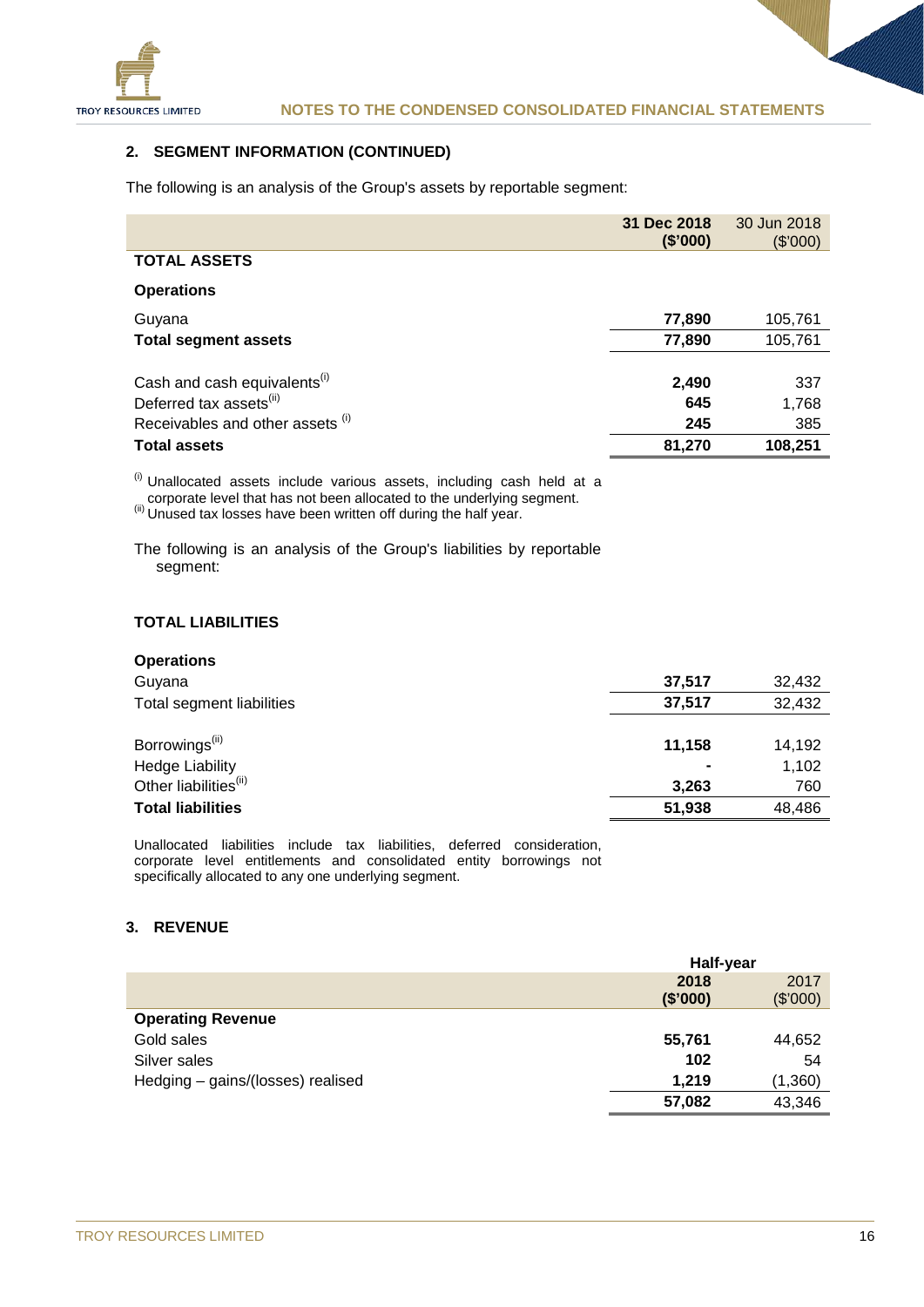## 2. SEGMENT INFORMATION (CONTINUED)

The following is an analysis of the Group's assets by reportable segment:

| | **31 Dec 2018 ($'000)** | 30 Jun 2018 ($'000) |
|---|---|---|
| **TOTAL ASSETS** | | |
| **Operations** | | |
| Guyana | **77,890** | 105,761 |
| **Total segment assets** | **77,890** | 105,761 |
| | | |
| Cash and cash equivalents[(i)] | **2,490** | 337 |
| Deferred tax assets[(ii)] | **645** | 1,768 |
| Receivables and other assets [(i)] | **245** | 385 |
| **Total assets** | **81,270** | **108,251** |

[(i)] Unallocated assets include various assets, including cash held at a corporate level that has not been allocated to the underlying segment.
[(ii)] Unused tax losses have been written off during the half year.

The following is an analysis of the Group's liabilities by reportable segment:

| | **31 Dec 2018 ($'000)** | 30 Jun 2018 ($'000) |
|---|---|---|
| **TOTAL LIABILITIES** | | |
| **Operations** | | |
| Guyana | **37,517** | 32,432 |
| Total segment liabilities | **37,517** | 32,432 |
| | | |
| Borrowings[(ii)] | **11,158** | 14,192 |
| Hedge Liability | **-** | 1,102 |
| Other liabilities[(ii)] | **3,263** | 760 |
| **Total liabilities** | **51,938** | 48,486 |

Unallocated liabilities include tax liabilities, deferred consideration, corporate level entitlements and consolidated entity borrowings not specifically allocated to any one underlying segment.

## 3. REVENUE

| | **Half-year** | |
|---|---|---|
| | **2018 ($'000)** | 2017 ($'000) |
| **Operating Revenue** | | |
| Gold sales | **55,761** | 44,652 |
| Silver sales | **102** | 54 |
| Hedging – gains/(losses) realised | **1,219** | (1,360) |
| | **57,082** | 43,346 |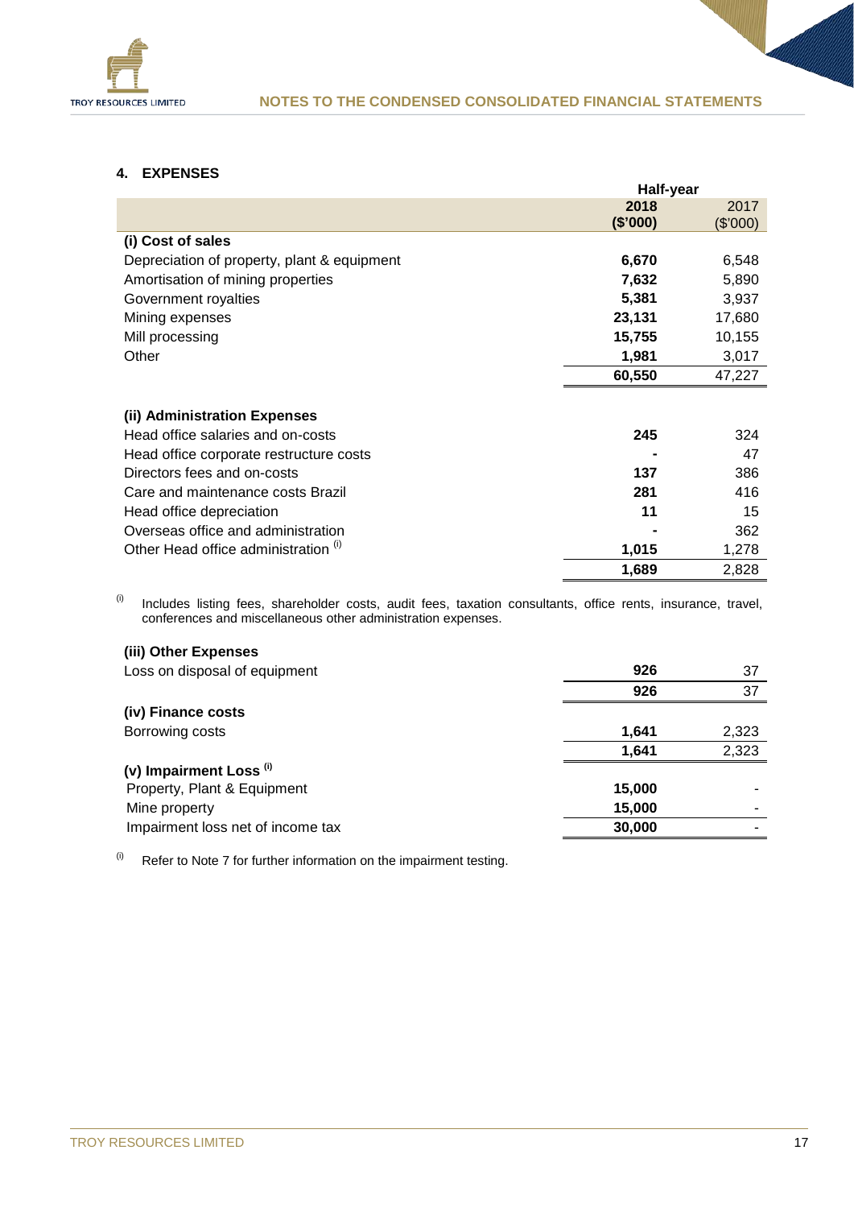## 4. EXPENSES

| | Half-year | |
|---|---|---|
| | **2018 ($'000)** | 2017 ($'000) |
| **(i) Cost of sales** | | |
| Depreciation of property, plant & equipment | **6,670** | 6,548 |
| Amortisation of mining properties | **7,632** | 5,890 |
| Government royalties | **5,381** | 3,937 |
| Mining expenses | **23,131** | 17,680 |
| Mill processing | **15,755** | 10,155 |
| Other | **1,981** | 3,017 |
| | **60,550** | 47,227 |
| | | |
| **(ii) Administration Expenses** | | |
| Head office salaries and on-costs | **245** | 324 |
| Head office corporate restructure costs | **-** | 47 |
| Directors fees and on-costs | **137** | 386 |
| Care and maintenance costs Brazil | **281** | 416 |
| Head office depreciation | **11** | 15 |
| Overseas office and administration | **-** | 362 |
| Other Head office administration (i) | **1,015** | 1,278 |
| | **1,689** | 2,828 |

(i) Includes listing fees, shareholder costs, audit fees, taxation consultants, office rents, insurance, travel, conferences and miscellaneous other administration expenses.

| | 2018 ($'000) | 2017 ($'000) |
|---|---|---|
| **(iii) Other Expenses** | | |
| Loss on disposal of equipment | **926** | 37 |
| | **926** | 37 |
| **(iv) Finance costs** | | |
| Borrowing costs | **1,641** | 2,323 |
| | **1,641** | 2,323 |
| **(v) Impairment Loss (i)** | | |
| Property, Plant & Equipment | **15,000** | - |
| Mine property | **15,000** | - |
| Impairment loss net of income tax | **30,000** | - |

(i) Refer to Note 7 for further information on the impairment testing.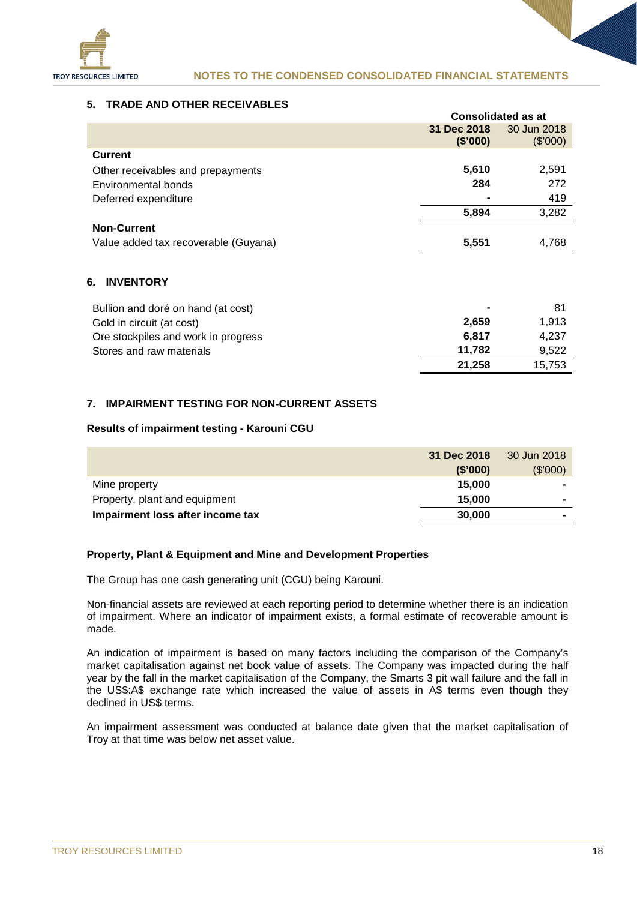## 5. TRADE AND OTHER RECEIVABLES

| | Consolidated as at | |
|---|---|---|
| | **31 Dec 2018 ($'000)** | 30 Jun 2018 ($'000) |
| **Current** | | |
| Other receivables and prepayments | **5,610** | 2,591 |
| Environmental bonds | **284** | 272 |
| Deferred expenditure | **-** | 419 |
| | **5,894** | 3,282 |
| **Non-Current** | | |
| Value added tax recoverable (Guyana) | **5,551** | 4,768 |

## 6. INVENTORY

| | | |
|---|---|---|
| Bullion and doré on hand (at cost) | **-** | 81 |
| Gold in circuit (at cost) | **2,659** | 1,913 |
| Ore stockpiles and work in progress | **6,817** | 4,237 |
| Stores and raw materials | **11,782** | 9,522 |
| | **21,258** | 15,753 |

## 7. IMPAIRMENT TESTING FOR NON-CURRENT ASSETS

### Results of impairment testing - Karouni CGU

| | **31 Dec 2018 ($'000)** | 30 Jun 2018 ($'000) |
|---|---|---|
| Mine property | **15,000** | - |
| Property, plant and equipment | **15,000** | - |
| **Impairment loss after income tax** | **30,000** | - |

### Property, Plant & Equipment and Mine and Development Properties

The Group has one cash generating unit (CGU) being Karouni.

Non-financial assets are reviewed at each reporting period to determine whether there is an indication of impairment. Where an indicator of impairment exists, a formal estimate of recoverable amount is made.

An indication of impairment is based on many factors including the comparison of the Company's market capitalisation against net book value of assets. The Company was impacted during the half year by the fall in the market capitalisation of the Company, the Smarts 3 pit wall failure and the fall in the US$:A$ exchange rate which increased the value of assets in A$ terms even though they declined in US$ terms.

An impairment assessment was conducted at balance date given that the market capitalisation of Troy at that time was below net asset value.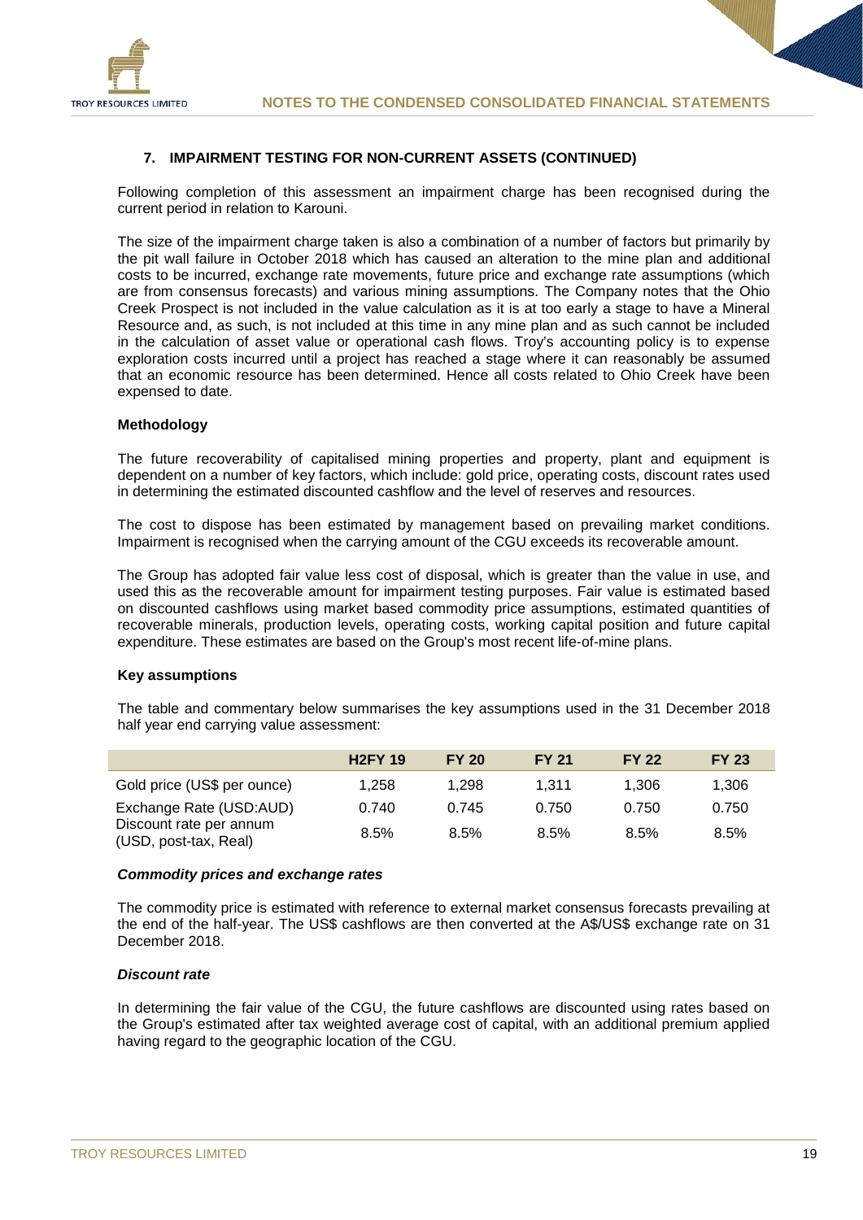## 7. IMPAIRMENT TESTING FOR NON-CURRENT ASSETS (CONTINUED)

Following completion of this assessment an impairment charge has been recognised during the current period in relation to Karouni.

The size of the impairment charge taken is also a combination of a number of factors but primarily by the pit wall failure in October 2018 which has caused an alteration to the mine plan and additional costs to be incurred, exchange rate movements, future price and exchange rate assumptions (which are from consensus forecasts) and various mining assumptions. The Company notes that the Ohio Creek Prospect is not included in the value calculation as it is at too early a stage to have a Mineral Resource and, as such, is not included at this time in any mine plan and as such cannot be included in the calculation of asset value or operational cash flows. Troy's accounting policy is to expense exploration costs incurred until a project has reached a stage where it can reasonably be assumed that an economic resource has been determined. Hence all costs related to Ohio Creek have been expensed to date.

**Methodology**

The future recoverability of capitalised mining properties and property, plant and equipment is dependent on a number of key factors, which include: gold price, operating costs, discount rates used in determining the estimated discounted cashflow and the level of reserves and resources.

The cost to dispose has been estimated by management based on prevailing market conditions. Impairment is recognised when the carrying amount of the CGU exceeds its recoverable amount.

The Group has adopted fair value less cost of disposal, which is greater than the value in use, and used this as the recoverable amount for impairment testing purposes. Fair value is estimated based on discounted cashflows using market based commodity price assumptions, estimated quantities of recoverable minerals, production levels, operating costs, working capital position and future capital expenditure. These estimates are based on the Group's most recent life-of-mine plans.

**Key assumptions**

The table and commentary below summarises the key assumptions used in the 31 December 2018 half year end carrying value assessment:

| | H2FY 19 | FY 20 | FY 21 | FY 22 | FY 23 |
|---|---|---|---|---|---|
| Gold price (US$ per ounce) | 1,258 | 1,298 | 1,311 | 1,306 | 1,306 |
| Exchange Rate (USD:AUD) | 0.740 | 0.745 | 0.750 | 0.750 | 0.750 |
| Discount rate per annum (USD, post-tax, Real) | 8.5% | 8.5% | 8.5% | 8.5% | 8.5% |

***Commodity prices and exchange rates***

The commodity price is estimated with reference to external market consensus forecasts prevailing at the end of the half-year. The US$ cashflows are then converted at the A$/US$ exchange rate on 31 December 2018.

***Discount rate***

In determining the fair value of the CGU, the future cashflows are discounted using rates based on the Group's estimated after tax weighted average cost of capital, with an additional premium applied having regard to the geographic location of the CGU.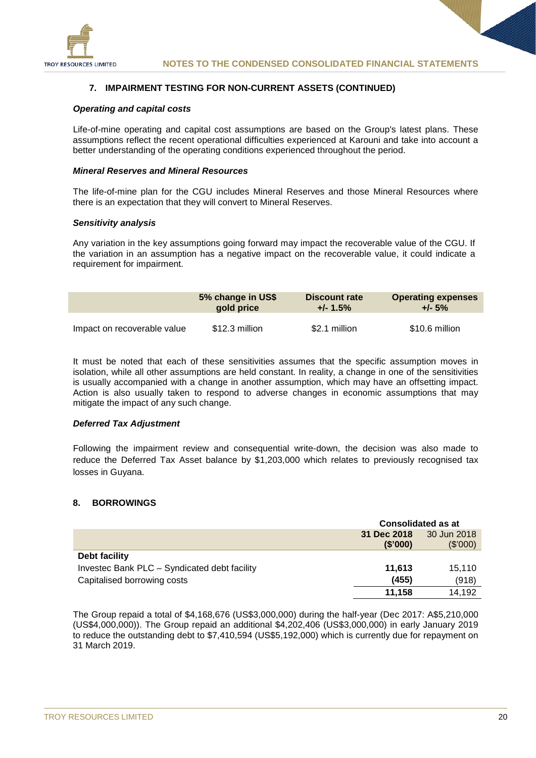## 7. IMPAIRMENT TESTING FOR NON-CURRENT ASSETS (CONTINUED)

***Operating and capital costs***

Life-of-mine operating and capital cost assumptions are based on the Group's latest plans. These assumptions reflect the recent operational difficulties experienced at Karouni and take into account a better understanding of the operating conditions experienced throughout the period.

***Mineral Reserves and Mineral Resources***

The life-of-mine plan for the CGU includes Mineral Reserves and those Mineral Resources where there is an expectation that they will convert to Mineral Reserves.

***Sensitivity analysis***

Any variation in the key assumptions going forward may impact the recoverable value of the CGU. If the variation in an assumption has a negative impact on the recoverable value, it could indicate a requirement for impairment.

| | 5% change in US$ gold price | Discount rate +/- 1.5% | Operating expenses +/- 5% |
|---|---|---|---|
| Impact on recoverable value | $12.3 million | $2.1 million | $10.6 million |

It must be noted that each of these sensitivities assumes that the specific assumption moves in isolation, while all other assumptions are held constant. In reality, a change in one of the sensitivities is usually accompanied with a change in another assumption, which may have an offsetting impact. Action is also usually taken to respond to adverse changes in economic assumptions that may mitigate the impact of any such change.

***Deferred Tax Adjustment***

Following the impairment review and consequential write-down, the decision was also made to reduce the Deferred Tax Asset balance by $1,203,000 which relates to previously recognised tax losses in Guyana.

## 8. BORROWINGS

| | Consolidated as at | |
|---|---|---|
| | **31 Dec 2018 ($'000)** | 30 Jun 2018 ($'000) |
| **Debt facility** | | |
| Investec Bank PLC – Syndicated debt facility | **11,613** | 15,110 |
| Capitalised borrowing costs | **(455)** | (918) |
| | **11,158** | 14,192 |

The Group repaid a total of $4,168,676 (US$3,000,000) during the half-year (Dec 2017: A$5,210,000 (US$4,000,000)). The Group repaid an additional $4,202,406 (US$3,000,000) in early January 2019 to reduce the outstanding debt to $7,410,594 (US$5,192,000) which is currently due for repayment on 31 March 2019.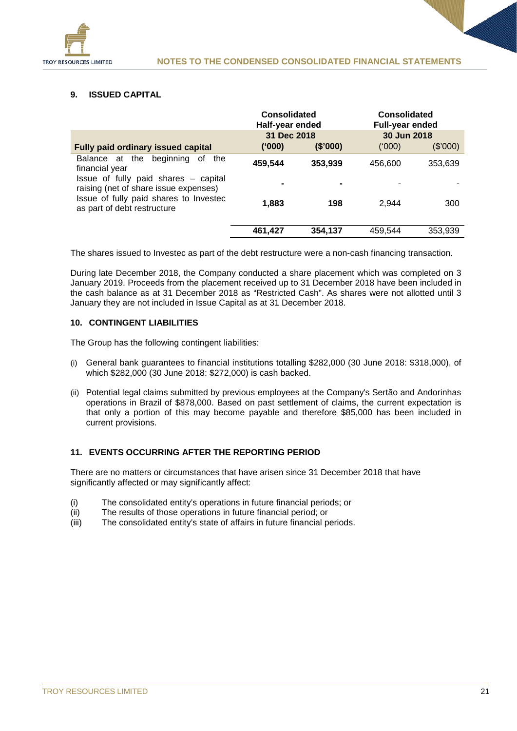## 9. ISSUED CAPITAL

| | Consolidated Half-year ended 31 Dec 2018 | | Consolidated Full-year ended 30 Jun 2018 | |
|---|---|---|---|---|
| **Fully paid ordinary issued capital** | **('000)** | **($'000)** | ('000) | ($'000) |
| Balance at the beginning of the financial year | **459,544** | **353,939** | 456,600 | 353,639 |
| Issue of fully paid shares – capital raising (net of share issue expenses) | **-** | **-** | - | - |
| Issue of fully paid shares to Investec as part of debt restructure | **1,883** | **198** | 2,944 | 300 |
| | **461,427** | **354,137** | 459,544 | 353,939 |

The shares issued to Investec as part of the debt restructure were a non-cash financing transaction.

During late December 2018, the Company conducted a share placement which was completed on 3 January 2019. Proceeds from the placement received up to 31 December 2018 have been included in the cash balance as at 31 December 2018 as "Restricted Cash". As shares were not allotted until 3 January they are not included in Issue Capital as at 31 December 2018.

## 10. CONTINGENT LIABILITIES

The Group has the following contingent liabilities:

(i) General bank guarantees to financial institutions totalling $282,000 (30 June 2018: $318,000), of which $282,000 (30 June 2018: $272,000) is cash backed.

(ii) Potential legal claims submitted by previous employees at the Company's Sertão and Andorinhas operations in Brazil of $878,000. Based on past settlement of claims, the current expectation is that only a portion of this may become payable and therefore $85,000 has been included in current provisions.

## 11. EVENTS OCCURRING AFTER THE REPORTING PERIOD

There are no matters or circumstances that have arisen since 31 December 2018 that have significantly affected or may significantly affect:

(i) The consolidated entity's operations in future financial periods; or
(ii) The results of those operations in future financial period; or
(iii) The consolidated entity's state of affairs in future financial periods.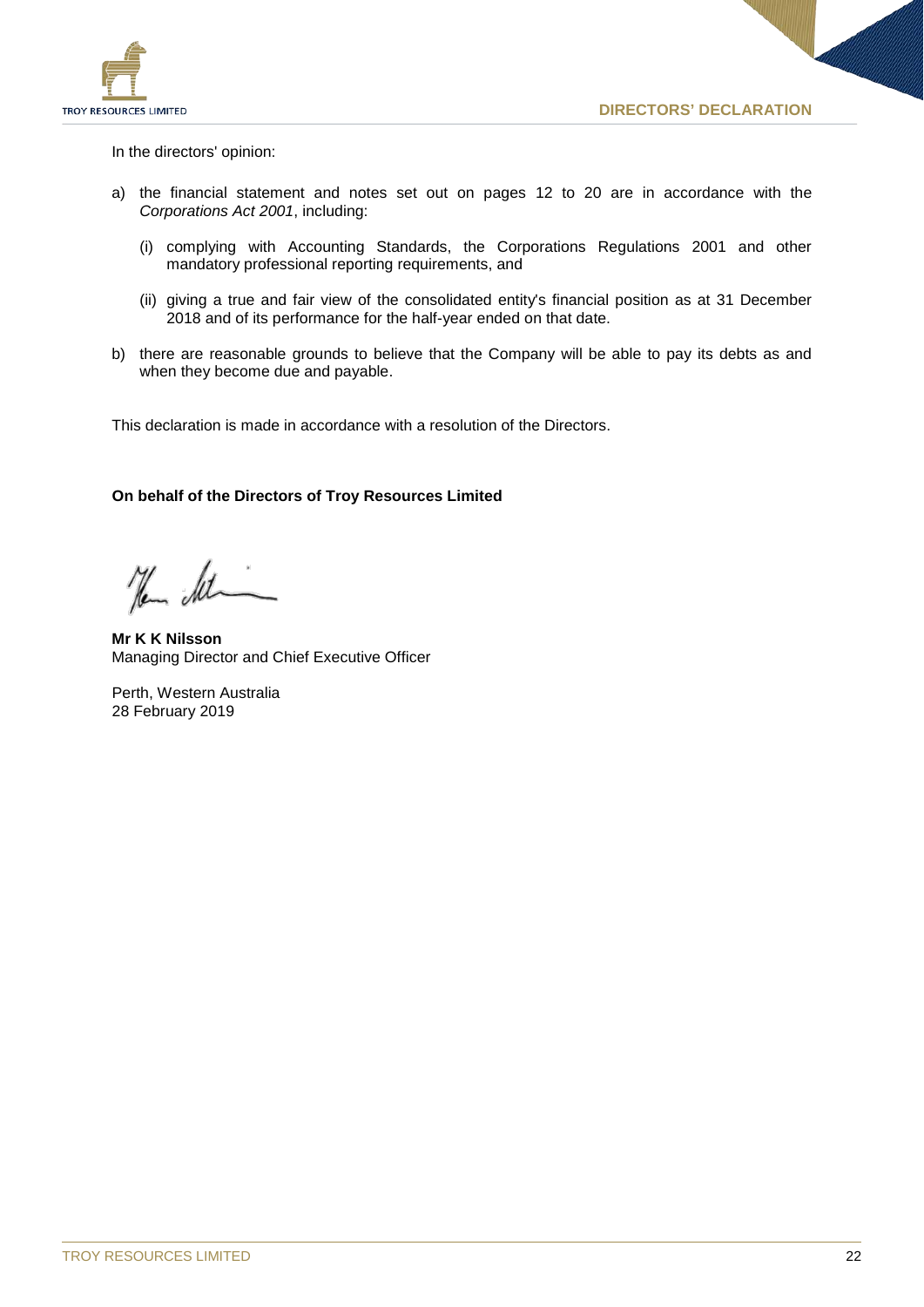# DIRECTORS' DECLARATION

In the directors' opinion:

a) the financial statement and notes set out on pages 12 to 20 are in accordance with the *Corporations Act 2001*, including:

   (i) complying with Accounting Standards, the Corporations Regulations 2001 and other mandatory professional reporting requirements, and

   (ii) giving a true and fair view of the consolidated entity's financial position as at 31 December 2018 and of its performance for the half-year ended on that date.

b) there are reasonable grounds to believe that the Company will be able to pay its debts as and when they become due and payable.

This declaration is made in accordance with a resolution of the Directors.

**On behalf of the Directors of Troy Resources Limited**

**Mr K K Nilsson**
Managing Director and Chief Executive Officer

Perth, Western Australia
28 February 2019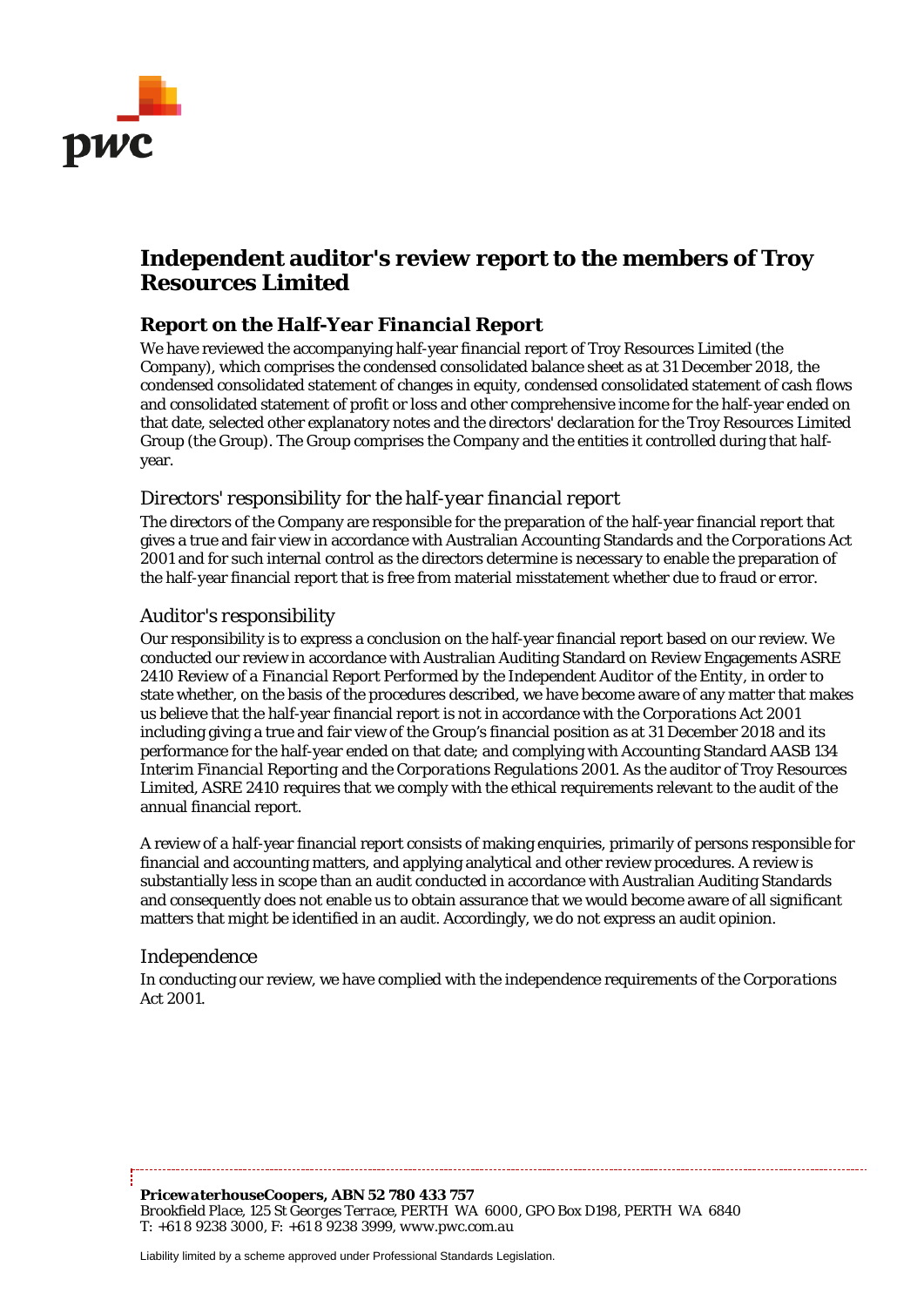# Independent auditor's review report to the members of Troy Resources Limited

## Report on the *Half-Year Financial* Report

We have reviewed the accompanying half-year financial report of Troy Resources Limited (the Company), which comprises the condensed consolidated balance sheet as at 31 December 2018, the condensed consolidated statement of changes in equity, condensed consolidated statement of cash flows and consolidated statement of profit or loss and other comprehensive income for the half-year ended on that date, selected other explanatory notes and the directors' declaration for the Troy Resources Limited Group (the Group). The Group comprises the Company and the entities it controlled during that half-year.

### *Directors' responsibility for the half-year financial report*

The directors of the Company are responsible for the preparation of the half-year financial report that gives a true and fair view in accordance with Australian Accounting Standards and the *Corporations Act 2001* and for such internal control as the directors determine is necessary to enable the preparation of the half-year financial report that is free from material misstatement whether due to fraud or error.

### *Auditor's responsibility*

Our responsibility is to express a conclusion on the half-year financial report based on our review. We conducted our review in accordance with Australian Auditing Standard on Review Engagements ASRE 2410 *Review of a Financial Report Performed by the Independent Auditor of the Entity*, in order to state whether, on the basis of the procedures described, we have become aware of any matter that makes us believe that the half-year financial report is not in accordance with the *Corporations Act 2001* including giving a true and fair view of the Group's financial position as at 31 December 2018 and its performance for the half-year ended on that date; and complying with Accounting Standard AASB 134 *Interim Financial Reporting* and the *Corporations Regulations 2001*. As the auditor of Troy Resources Limited, ASRE 2410 requires that we comply with the ethical requirements relevant to the audit of the annual financial report.

A review of a half-year financial report consists of making enquiries, primarily of persons responsible for financial and accounting matters, and applying analytical and other review procedures. A review is substantially less in scope than an audit conducted in accordance with Australian Auditing Standards and consequently does not enable us to obtain assurance that we would become aware of all significant matters that might be identified in an audit. Accordingly, we do not express an audit opinion.

### *Independence*

In conducting our review, we have complied with the independence requirements of the *Corporations Act 2001*.

**PricewaterhouseCoopers, ABN 52 780 433 757**
*Brookfield Place, 125 St Georges Terrace, PERTH WA 6000, GPO Box D198, PERTH WA 6840*
*T: +61 8 9238 3000, F: +61 8 9238 3999, www.pwc.com.au*

Liability limited by a scheme approved under Professional Standards Legislation.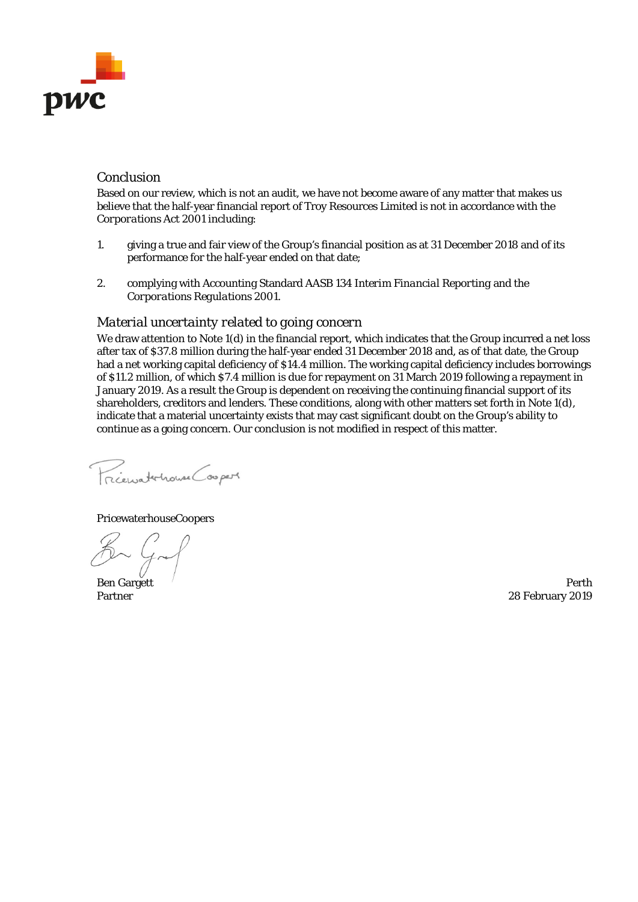## Conclusion

Based on our review, which is not an audit, we have not become aware of any matter that makes us believe that the half-year financial report of Troy Resources Limited is not in accordance with the *Corporations Act 2001* including:

1. giving a true and fair view of the Group's financial position as at 31 December 2018 and of its performance for the half-year ended on that date;
2. complying with Accounting Standard AASB 134 *Interim Financial Reporting* and the *Corporations Regulations 2001*.

## *Material uncertainty related to going concern*

We draw attention to Note 1(d) in the financial report, which indicates that the Group incurred a net loss after tax of $37.8 million during the half-year ended 31 December 2018 and, as of that date, the Group had a net working capital deficiency of $14.4 million. The working capital deficiency includes borrowings of $11.2 million, of which $7.4 million is due for repayment on 31 March 2019 following a repayment in January 2019. As a result the Group is dependent on receiving the continuing financial support of its shareholders, creditors and lenders. These conditions, along with other matters set forth in Note 1(d), indicate that a material uncertainty exists that may cast significant doubt on the Group's ability to continue as a going concern. Our conclusion is not modified in respect of this matter.

PricewaterhouseCoopers

Ben Gargett
Partner

Perth
28 February 2019